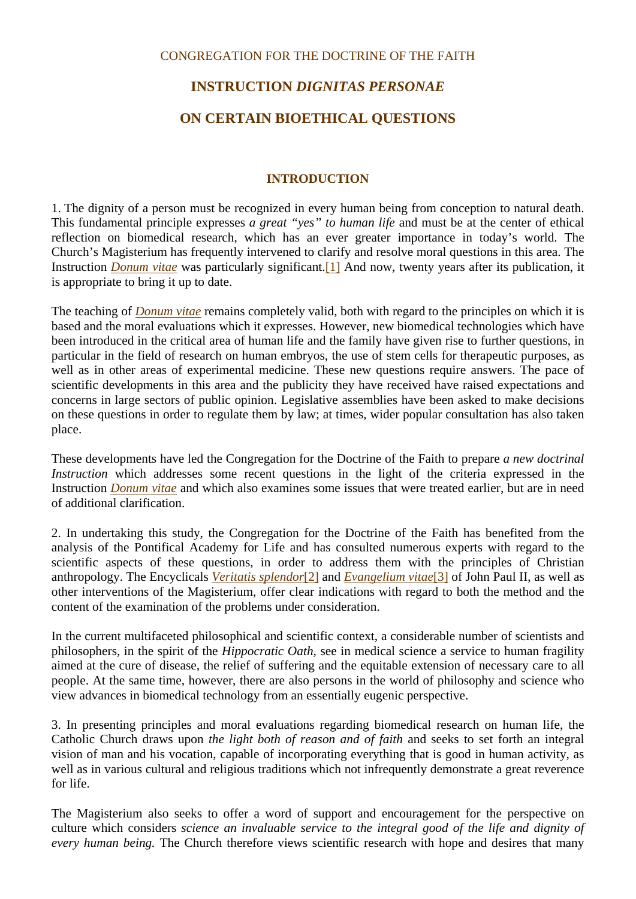CONGREGATION FOR THE DOCTRINE OF THE FAITH

# INSTRUCTION *DIGNITAS PERSONAE*

# ON CERTAIN BIOETHICAL QUESTIONS

## INTRODUCTION

1. The dignity of a person must be recognized in every human being from conception to natural death. This fundamental principle expresses *a great "yes" to human life* and must be at the center of ethical reflection on biomedical research, which has an ever greater importance in today's world. The Church's Magisterium has frequently intervened to clarify and resolve moral questions in this area. The Instruction *Donum vitae* was particularly significant.[1] And now, twenty years after its publication, it is appropriate to bring it up to date.

The teaching of *Donum vitae* remains completely valid, both with regard to the principles on which it is based and the moral evaluations which it expresses. However, new biomedical technologies which have been introduced in the critical area of human life and the family have given rise to further questions, in particular in the field of research on human embryos, the use of stem cells for therapeutic purposes, as well as in other areas of experimental medicine. These new questions require answers. The pace of scientific developments in this area and the publicity they have received have raised expectations and concerns in large sectors of public opinion. Legislative assemblies have been asked to make decisions on these questions in order to regulate them by law; at times, wider popular consultation has also taken place.

These developments have led the Congregation for the Doctrine of the Faith to prepare *a new doctrinal Instruction* which addresses some recent questions in the light of the criteria expressed in the Instruction *Donum vitae* and which also examines some issues that were treated earlier, but are in need of additional clarification.

2. In undertaking this study, the Congregation for the Doctrine of the Faith has benefited from the analysis of the Pontifical Academy for Life and has consulted numerous experts with regard to the scientific aspects of these questions, in order to address them with the principles of Christian anthropology. The Encyclicals *Veritatis splendor*[2] and *Evangelium vitae*[3] of John Paul II, as well as other interventions of the Magisterium, offer clear indications with regard to both the method and the content of the examination of the problems under consideration.

In the current multifaceted philosophical and scientific context, a considerable number of scientists and philosophers, in the spirit of the *Hippocratic Oath*, see in medical science a service to human fragility aimed at the cure of disease, the relief of suffering and the equitable extension of necessary care to all people. At the same time, however, there are also persons in the world of philosophy and science who view advances in biomedical technology from an essentially eugenic perspective.

3. In presenting principles and moral evaluations regarding biomedical research on human life, the Catholic Church draws upon *the light both of reason and of faith* and seeks to set forth an integral vision of man and his vocation, capable of incorporating everything that is good in human activity, as well as in various cultural and religious traditions which not infrequently demonstrate a great reverence for life.

The Magisterium also seeks to offer a word of support and encouragement for the perspective on culture which considers *science an invaluable service to the integral good of the life and dignity of every human being.* The Church therefore views scientific research with hope and desires that many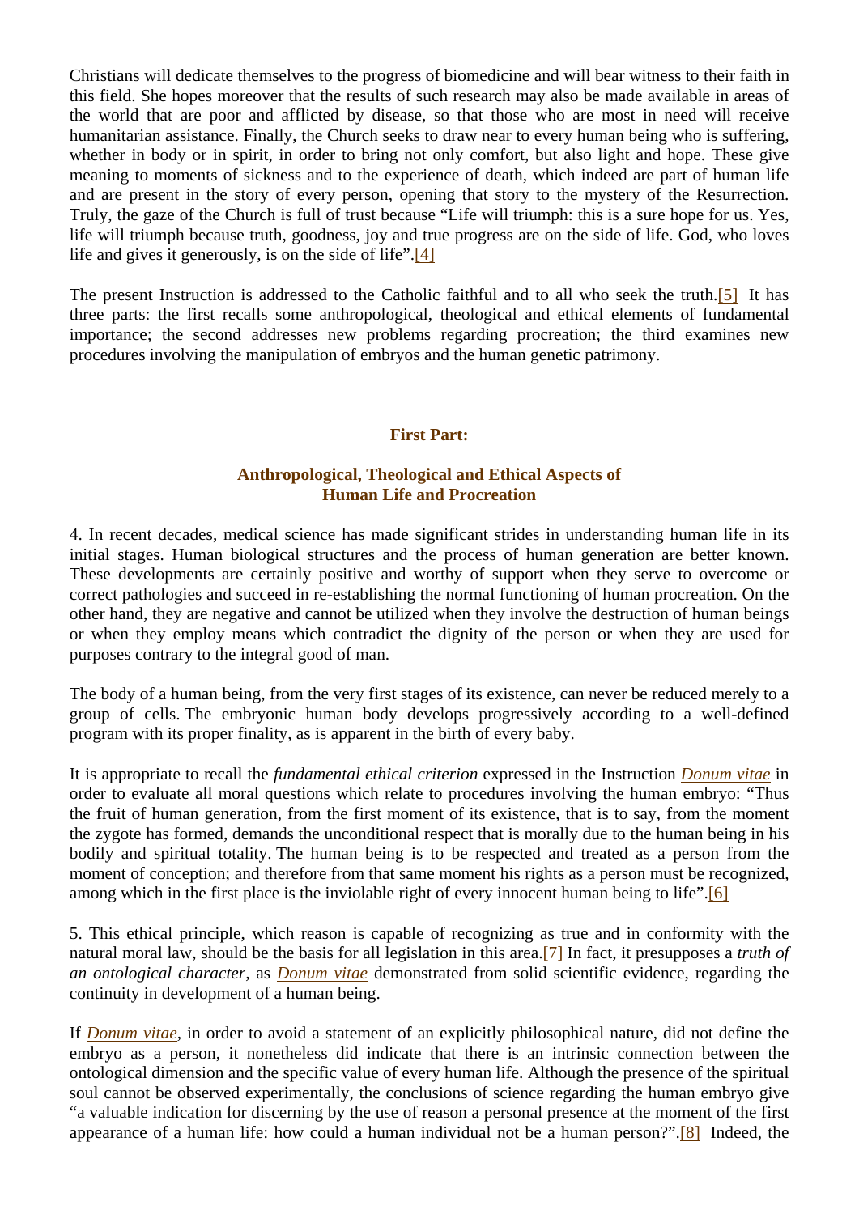Christians will dedicate themselves to the progress of biomedicine and will bear witness to their faith in this field. She hopes moreover that the results of such research may also be made available in areas of the world that are poor and afflicted by disease, so that those who are most in need will receive humanitarian assistance. Finally, the Church seeks to draw near to every human being who is suffering, whether in body or in spirit, in order to bring not only comfort, but also light and hope. These give meaning to moments of sickness and to the experience of death, which indeed are part of human life and are present in the story of every person, opening that story to the mystery of the Resurrection. Truly, the gaze of the Church is full of trust because "Life will triumph: this is a sure hope for us. Yes, life will triumph because truth, goodness, joy and true progress are on the side of life. God, who loves life and gives it generously, is on the side of life".[4]

The present Instruction is addressed to the Catholic faithful and to all who seek the truth.[5] It has three parts: the first recalls some anthropological, theological and ethical elements of fundamental importance; the second addresses new problems regarding procreation; the third examines new procedures involving the manipulation of embryos and the human genetic patrimony.

## First Part:

## Anthropological, Theological and Ethical Aspects of Human Life and Procreation

4. In recent decades, medical science has made significant strides in understanding human life in its initial stages. Human biological structures and the process of human generation are better known. These developments are certainly positive and worthy of support when they serve to overcome or correct pathologies and succeed in re-establishing the normal functioning of human procreation. On the other hand, they are negative and cannot be utilized when they involve the destruction of human beings or when they employ means which contradict the dignity of the person or when they are used for purposes contrary to the integral good of man.

The body of a human being, from the very first stages of its existence, can never be reduced merely to a group of cells. The embryonic human body develops progressively according to a well-defined program with its proper finality, as is apparent in the birth of every baby.

It is appropriate to recall the *fundamental ethical criterion* expressed in the Instruction *Donum vitae* in order to evaluate all moral questions which relate to procedures involving the human embryo: "Thus the fruit of human generation, from the first moment of its existence, that is to say, from the moment the zygote has formed, demands the unconditional respect that is morally due to the human being in his bodily and spiritual totality. The human being is to be respected and treated as a person from the moment of conception; and therefore from that same moment his rights as a person must be recognized, among which in the first place is the inviolable right of every innocent human being to life".[6]

5. This ethical principle, which reason is capable of recognizing as true and in conformity with the natural moral law, should be the basis for all legislation in this area.[7] In fact, it presupposes a *truth of an ontological character*, as *Donum vitae* demonstrated from solid scientific evidence, regarding the continuity in development of a human being.

If *Donum vitae*, in order to avoid a statement of an explicitly philosophical nature, did not define the embryo as a person, it nonetheless did indicate that there is an intrinsic connection between the ontological dimension and the specific value of every human life. Although the presence of the spiritual soul cannot be observed experimentally, the conclusions of science regarding the human embryo give "a valuable indication for discerning by the use of reason a personal presence at the moment of the first appearance of a human life: how could a human individual not be a human person?".[8] Indeed, the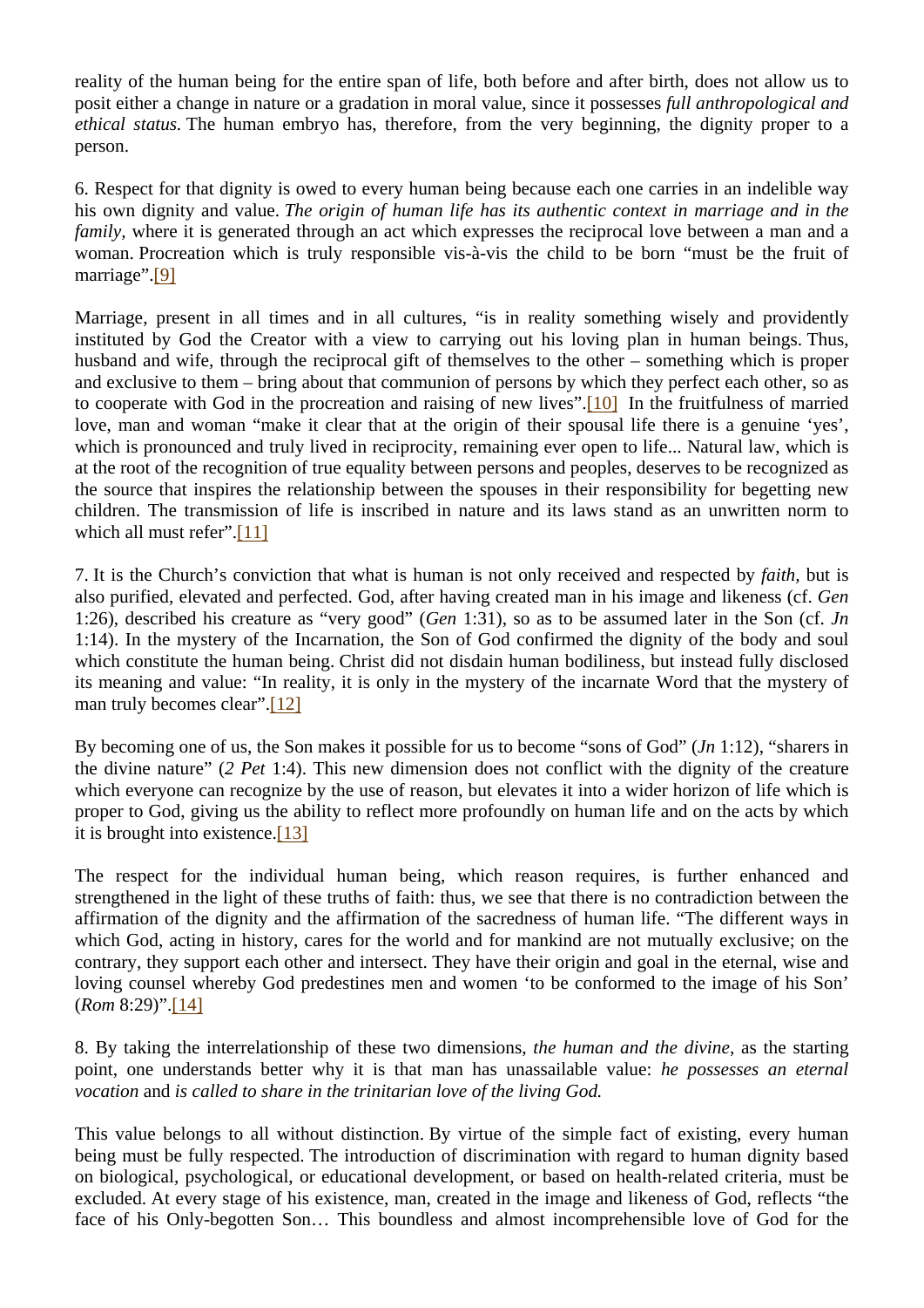reality of the human being for the entire span of life, both before and after birth, does not allow us to posit either a change in nature or a gradation in moral value, since it possesses *full anthropological and ethical status.* The human embryo has, therefore, from the very beginning, the dignity proper to a person.

6. Respect for that dignity is owed to every human being because each one carries in an indelible way his own dignity and value. *The origin of human life has its authentic context in marriage and in the family,* where it is generated through an act which expresses the reciprocal love between a man and a woman. Procreation which is truly responsible vis-à-vis the child to be born "must be the fruit of marriage".[9]

Marriage, present in all times and in all cultures, "is in reality something wisely and providently instituted by God the Creator with a view to carrying out his loving plan in human beings. Thus, husband and wife, through the reciprocal gift of themselves to the other – something which is proper and exclusive to them – bring about that communion of persons by which they perfect each other, so as to cooperate with God in the procreation and raising of new lives".[10] In the fruitfulness of married love, man and woman "make it clear that at the origin of their spousal life there is a genuine 'yes', which is pronounced and truly lived in reciprocity, remaining ever open to life... Natural law, which is at the root of the recognition of true equality between persons and peoples, deserves to be recognized as the source that inspires the relationship between the spouses in their responsibility for begetting new children. The transmission of life is inscribed in nature and its laws stand as an unwritten norm to which all must refer".[11]

7. It is the Church's conviction that what is human is not only received and respected by *faith,* but is also purified, elevated and perfected. God, after having created man in his image and likeness (cf. *Gen* 1:26), described his creature as "very good" (*Gen* 1:31), so as to be assumed later in the Son (cf. *Jn* 1:14). In the mystery of the Incarnation, the Son of God confirmed the dignity of the body and soul which constitute the human being. Christ did not disdain human bodiliness, but instead fully disclosed its meaning and value: "In reality, it is only in the mystery of the incarnate Word that the mystery of man truly becomes clear".[12]

By becoming one of us, the Son makes it possible for us to become "sons of God" (*Jn* 1:12), "sharers in the divine nature" (*2 Pet* 1:4). This new dimension does not conflict with the dignity of the creature which everyone can recognize by the use of reason, but elevates it into a wider horizon of life which is proper to God, giving us the ability to reflect more profoundly on human life and on the acts by which it is brought into existence.[13]

The respect for the individual human being, which reason requires, is further enhanced and strengthened in the light of these truths of faith: thus, we see that there is no contradiction between the affirmation of the dignity and the affirmation of the sacredness of human life. "The different ways in which God, acting in history, cares for the world and for mankind are not mutually exclusive; on the contrary, they support each other and intersect. They have their origin and goal in the eternal, wise and loving counsel whereby God predestines men and women 'to be conformed to the image of his Son' (*Rom* 8:29)".[14]

8. By taking the interrelationship of these two dimensions, *the human and the divine,* as the starting point, one understands better why it is that man has unassailable value: *he possesses an eternal vocation* and *is called to share in the trinitarian love of the living God.*

This value belongs to all without distinction. By virtue of the simple fact of existing, every human being must be fully respected. The introduction of discrimination with regard to human dignity based on biological, psychological, or educational development, or based on health-related criteria, must be excluded. At every stage of his existence, man, created in the image and likeness of God, reflects "the face of his Only-begotten Son… This boundless and almost incomprehensible love of God for the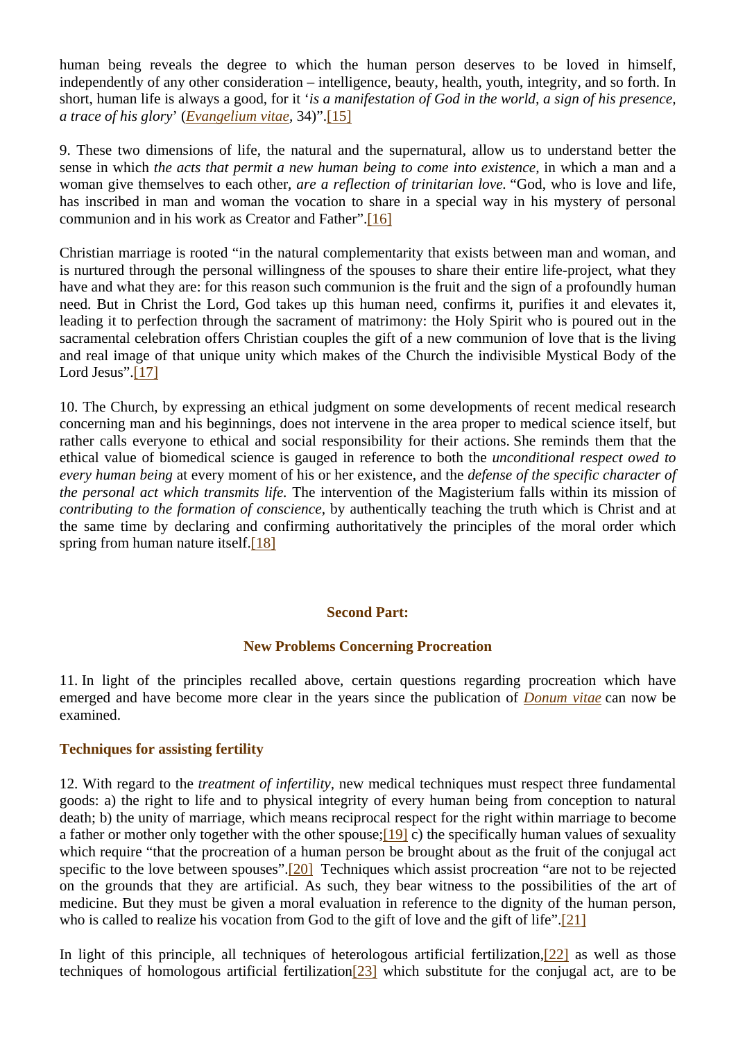human being reveals the degree to which the human person deserves to be loved in himself, independently of any other consideration – intelligence, beauty, health, youth, integrity, and so forth. In short, human life is always a good, for it '*is a manifestation of God in the world, a sign of his presence, a trace of his glory*' (*Evangelium vitae*, 34)".[15]

9. These two dimensions of life, the natural and the supernatural, allow us to understand better the sense in which *the acts that permit a new human being to come into existence,* in which a man and a woman give themselves to each other, *are a reflection of trinitarian love.* "God, who is love and life, has inscribed in man and woman the vocation to share in a special way in his mystery of personal communion and in his work as Creator and Father".[16]

Christian marriage is rooted "in the natural complementarity that exists between man and woman, and is nurtured through the personal willingness of the spouses to share their entire life-project, what they have and what they are: for this reason such communion is the fruit and the sign of a profoundly human need. But in Christ the Lord, God takes up this human need, confirms it, purifies it and elevates it, leading it to perfection through the sacrament of matrimony: the Holy Spirit who is poured out in the sacramental celebration offers Christian couples the gift of a new communion of love that is the living and real image of that unique unity which makes of the Church the indivisible Mystical Body of the Lord Jesus".[17]

10. The Church, by expressing an ethical judgment on some developments of recent medical research concerning man and his beginnings, does not intervene in the area proper to medical science itself, but rather calls everyone to ethical and social responsibility for their actions. She reminds them that the ethical value of biomedical science is gauged in reference to both the *unconditional respect owed to every human being* at every moment of his or her existence, and the *defense of the specific character of the personal act which transmits life.* The intervention of the Magisterium falls within its mission of *contributing to the formation of conscience,* by authentically teaching the truth which is Christ and at the same time by declaring and confirming authoritatively the principles of the moral order which spring from human nature itself.[18]

## Second Part:

## New Problems Concerning Procreation

11. In light of the principles recalled above, certain questions regarding procreation which have emerged and have become more clear in the years since the publication of *Donum vitae* can now be examined.

### Techniques for assisting fertility

12. With regard to the *treatment of infertility,* new medical techniques must respect three fundamental goods: a) the right to life and to physical integrity of every human being from conception to natural death; b) the unity of marriage, which means reciprocal respect for the right within marriage to become a father or mother only together with the other spouse;[19] c) the specifically human values of sexuality which require "that the procreation of a human person be brought about as the fruit of the conjugal act specific to the love between spouses".[20] Techniques which assist procreation "are not to be rejected on the grounds that they are artificial. As such, they bear witness to the possibilities of the art of medicine. But they must be given a moral evaluation in reference to the dignity of the human person, who is called to realize his vocation from God to the gift of love and the gift of life".[21]

In light of this principle, all techniques of heterologous artificial fertilization,[22] as well as those techniques of homologous artificial fertilization[23] which substitute for the conjugal act, are to be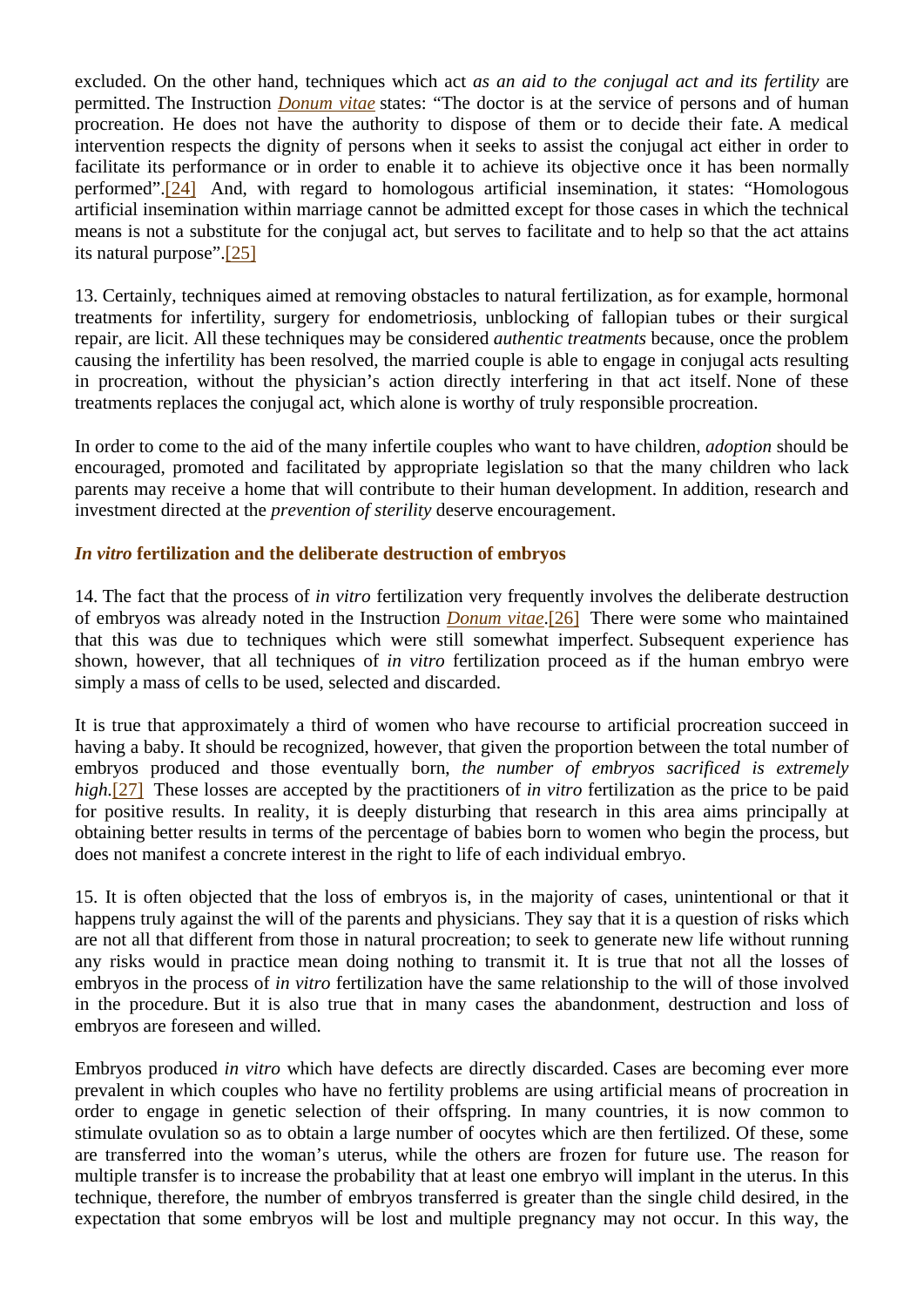excluded. On the other hand, techniques which act *as an aid to the conjugal act and its fertility* are permitted. The Instruction *Donum vitae* states: "The doctor is at the service of persons and of human procreation. He does not have the authority to dispose of them or to decide their fate. A medical intervention respects the dignity of persons when it seeks to assist the conjugal act either in order to facilitate its performance or in order to enable it to achieve its objective once it has been normally performed".[24] And, with regard to homologous artificial insemination, it states: "Homologous artificial insemination within marriage cannot be admitted except for those cases in which the technical means is not a substitute for the conjugal act, but serves to facilitate and to help so that the act attains its natural purpose".[25]

13. Certainly, techniques aimed at removing obstacles to natural fertilization, as for example, hormonal treatments for infertility, surgery for endometriosis, unblocking of fallopian tubes or their surgical repair, are licit. All these techniques may be considered *authentic treatments* because, once the problem causing the infertility has been resolved, the married couple is able to engage in conjugal acts resulting in procreation, without the physician's action directly interfering in that act itself. None of these treatments replaces the conjugal act, which alone is worthy of truly responsible procreation.

In order to come to the aid of the many infertile couples who want to have children, *adoption* should be encouraged, promoted and facilitated by appropriate legislation so that the many children who lack parents may receive a home that will contribute to their human development. In addition, research and investment directed at the *prevention of sterility* deserve encouragement.

### *In vitro* fertilization and the deliberate destruction of embryos

14. The fact that the process of *in vitro* fertilization very frequently involves the deliberate destruction of embryos was already noted in the Instruction *Donum vitae*.[26] There were some who maintained that this was due to techniques which were still somewhat imperfect. Subsequent experience has shown, however, that all techniques of *in vitro* fertilization proceed as if the human embryo were simply a mass of cells to be used, selected and discarded.

It is true that approximately a third of women who have recourse to artificial procreation succeed in having a baby. It should be recognized, however, that given the proportion between the total number of embryos produced and those eventually born, *the number of embryos sacrificed is extremely high.*[27] These losses are accepted by the practitioners of *in vitro* fertilization as the price to be paid for positive results. In reality, it is deeply disturbing that research in this area aims principally at obtaining better results in terms of the percentage of babies born to women who begin the process, but does not manifest a concrete interest in the right to life of each individual embryo.

15. It is often objected that the loss of embryos is, in the majority of cases, unintentional or that it happens truly against the will of the parents and physicians. They say that it is a question of risks which are not all that different from those in natural procreation; to seek to generate new life without running any risks would in practice mean doing nothing to transmit it. It is true that not all the losses of embryos in the process of *in vitro* fertilization have the same relationship to the will of those involved in the procedure. But it is also true that in many cases the abandonment, destruction and loss of embryos are foreseen and willed.

Embryos produced *in vitro* which have defects are directly discarded. Cases are becoming ever more prevalent in which couples who have no fertility problems are using artificial means of procreation in order to engage in genetic selection of their offspring. In many countries, it is now common to stimulate ovulation so as to obtain a large number of oocytes which are then fertilized. Of these, some are transferred into the woman's uterus, while the others are frozen for future use. The reason for multiple transfer is to increase the probability that at least one embryo will implant in the uterus. In this technique, therefore, the number of embryos transferred is greater than the single child desired, in the expectation that some embryos will be lost and multiple pregnancy may not occur. In this way, the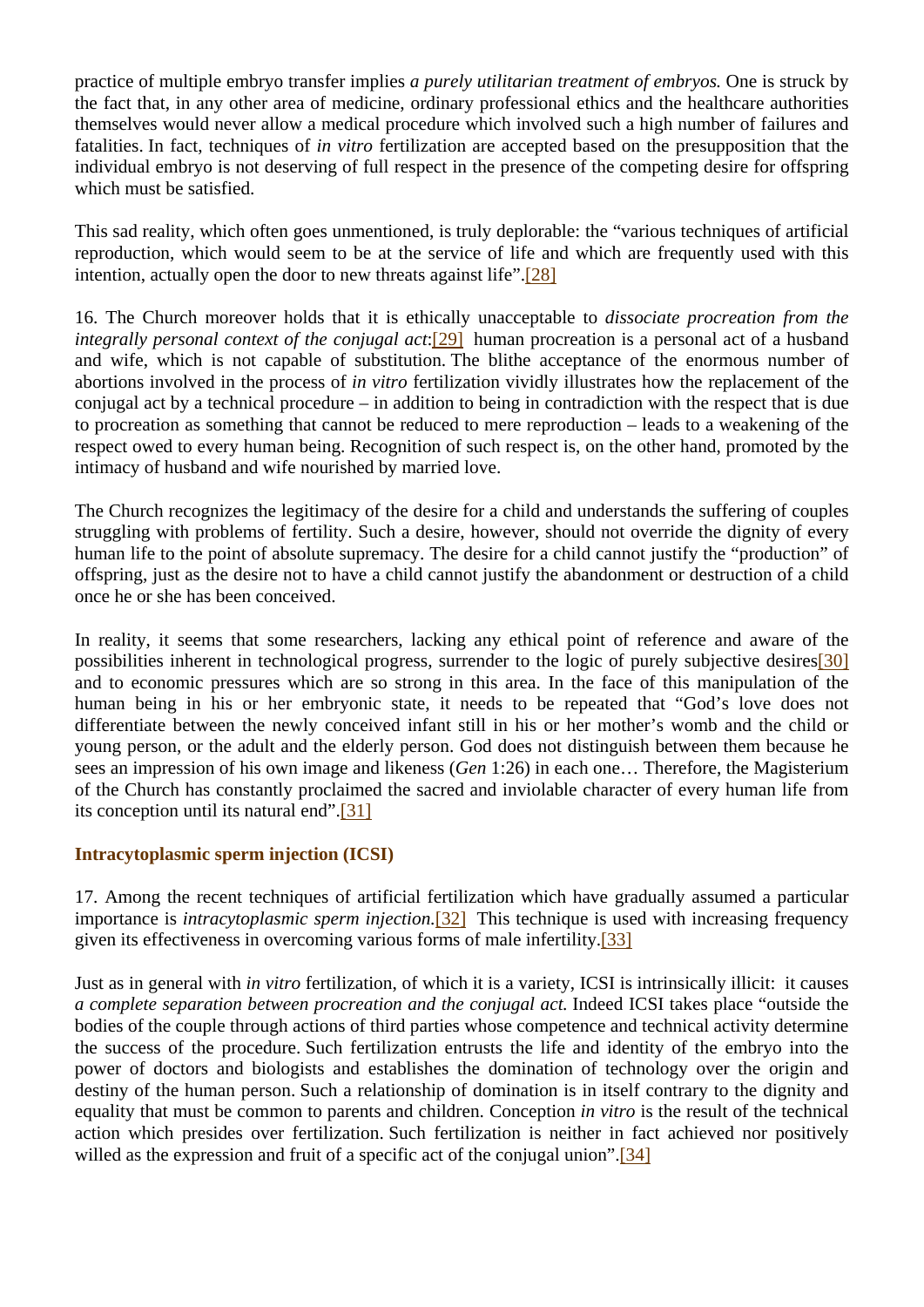practice of multiple embryo transfer implies *a purely utilitarian treatment of embryos.* One is struck by the fact that, in any other area of medicine, ordinary professional ethics and the healthcare authorities themselves would never allow a medical procedure which involved such a high number of failures and fatalities. In fact, techniques of *in vitro* fertilization are accepted based on the presupposition that the individual embryo is not deserving of full respect in the presence of the competing desire for offspring which must be satisfied.

This sad reality, which often goes unmentioned, is truly deplorable: the "various techniques of artificial reproduction, which would seem to be at the service of life and which are frequently used with this intention, actually open the door to new threats against life".[28]

16. The Church moreover holds that it is ethically unacceptable to *dissociate procreation from the integrally personal context of the conjugal act*:[29] human procreation is a personal act of a husband and wife, which is not capable of substitution. The blithe acceptance of the enormous number of abortions involved in the process of *in vitro* fertilization vividly illustrates how the replacement of the conjugal act by a technical procedure – in addition to being in contradiction with the respect that is due to procreation as something that cannot be reduced to mere reproduction – leads to a weakening of the respect owed to every human being. Recognition of such respect is, on the other hand, promoted by the intimacy of husband and wife nourished by married love.

The Church recognizes the legitimacy of the desire for a child and understands the suffering of couples struggling with problems of fertility. Such a desire, however, should not override the dignity of every human life to the point of absolute supremacy. The desire for a child cannot justify the "production" of offspring, just as the desire not to have a child cannot justify the abandonment or destruction of a child once he or she has been conceived.

In reality, it seems that some researchers, lacking any ethical point of reference and aware of the possibilities inherent in technological progress, surrender to the logic of purely subjective desires[30] and to economic pressures which are so strong in this area. In the face of this manipulation of the human being in his or her embryonic state, it needs to be repeated that "God's love does not differentiate between the newly conceived infant still in his or her mother's womb and the child or young person, or the adult and the elderly person. God does not distinguish between them because he sees an impression of his own image and likeness (*Gen* 1:26) in each one… Therefore, the Magisterium of the Church has constantly proclaimed the sacred and inviolable character of every human life from its conception until its natural end".[31]

### Intracytoplasmic sperm injection (ICSI)

17. Among the recent techniques of artificial fertilization which have gradually assumed a particular importance is *intracytoplasmic sperm injection.*[32] This technique is used with increasing frequency given its effectiveness in overcoming various forms of male infertility.[33]

Just as in general with *in vitro* fertilization, of which it is a variety, ICSI is intrinsically illicit: it causes *a complete separation between procreation and the conjugal act.* Indeed ICSI takes place "outside the bodies of the couple through actions of third parties whose competence and technical activity determine the success of the procedure. Such fertilization entrusts the life and identity of the embryo into the power of doctors and biologists and establishes the domination of technology over the origin and destiny of the human person. Such a relationship of domination is in itself contrary to the dignity and equality that must be common to parents and children. Conception *in vitro* is the result of the technical action which presides over fertilization. Such fertilization is neither in fact achieved nor positively willed as the expression and fruit of a specific act of the conjugal union".[34]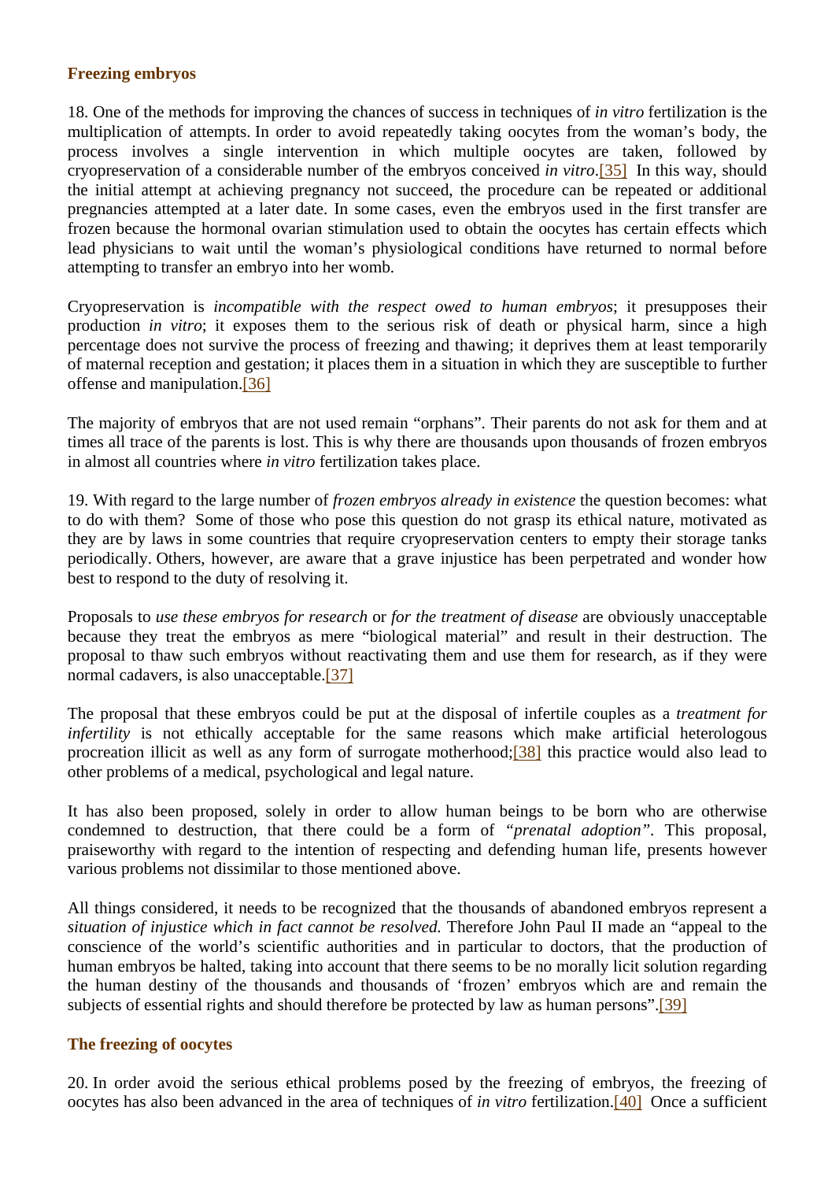### Freezing embryos

18. One of the methods for improving the chances of success in techniques of *in vitro* fertilization is the multiplication of attempts. In order to avoid repeatedly taking oocytes from the woman's body, the process involves a single intervention in which multiple oocytes are taken, followed by cryopreservation of a considerable number of the embryos conceived *in vitro*.[35] In this way, should the initial attempt at achieving pregnancy not succeed, the procedure can be repeated or additional pregnancies attempted at a later date. In some cases, even the embryos used in the first transfer are frozen because the hormonal ovarian stimulation used to obtain the oocytes has certain effects which lead physicians to wait until the woman's physiological conditions have returned to normal before attempting to transfer an embryo into her womb.

Cryopreservation is *incompatible with the respect owed to human embryos*; it presupposes their production *in vitro*; it exposes them to the serious risk of death or physical harm, since a high percentage does not survive the process of freezing and thawing; it deprives them at least temporarily of maternal reception and gestation; it places them in a situation in which they are susceptible to further offense and manipulation.[36]

The majority of embryos that are not used remain "orphans". Their parents do not ask for them and at times all trace of the parents is lost. This is why there are thousands upon thousands of frozen embryos in almost all countries where *in vitro* fertilization takes place.

19. With regard to the large number of *frozen embryos already in existence* the question becomes: what to do with them? Some of those who pose this question do not grasp its ethical nature, motivated as they are by laws in some countries that require cryopreservation centers to empty their storage tanks periodically. Others, however, are aware that a grave injustice has been perpetrated and wonder how best to respond to the duty of resolving it.

Proposals to *use these embryos for research* or *for the treatment of disease* are obviously unacceptable because they treat the embryos as mere "biological material" and result in their destruction. The proposal to thaw such embryos without reactivating them and use them for research, as if they were normal cadavers, is also unacceptable.[37]

The proposal that these embryos could be put at the disposal of infertile couples as a *treatment for infertility* is not ethically acceptable for the same reasons which make artificial heterologous procreation illicit as well as any form of surrogate motherhood;[38] this practice would also lead to other problems of a medical, psychological and legal nature.

It has also been proposed, solely in order to allow human beings to be born who are otherwise condemned to destruction, that there could be a form of *"prenatal adoption"*. This proposal, praiseworthy with regard to the intention of respecting and defending human life, presents however various problems not dissimilar to those mentioned above.

All things considered, it needs to be recognized that the thousands of abandoned embryos represent a *situation of injustice which in fact cannot be resolved.* Therefore John Paul II made an "appeal to the conscience of the world's scientific authorities and in particular to doctors, that the production of human embryos be halted, taking into account that there seems to be no morally licit solution regarding the human destiny of the thousands and thousands of 'frozen' embryos which are and remain the subjects of essential rights and should therefore be protected by law as human persons".[39]

### The freezing of oocytes

20. In order avoid the serious ethical problems posed by the freezing of embryos, the freezing of oocytes has also been advanced in the area of techniques of *in vitro* fertilization.[40] Once a sufficient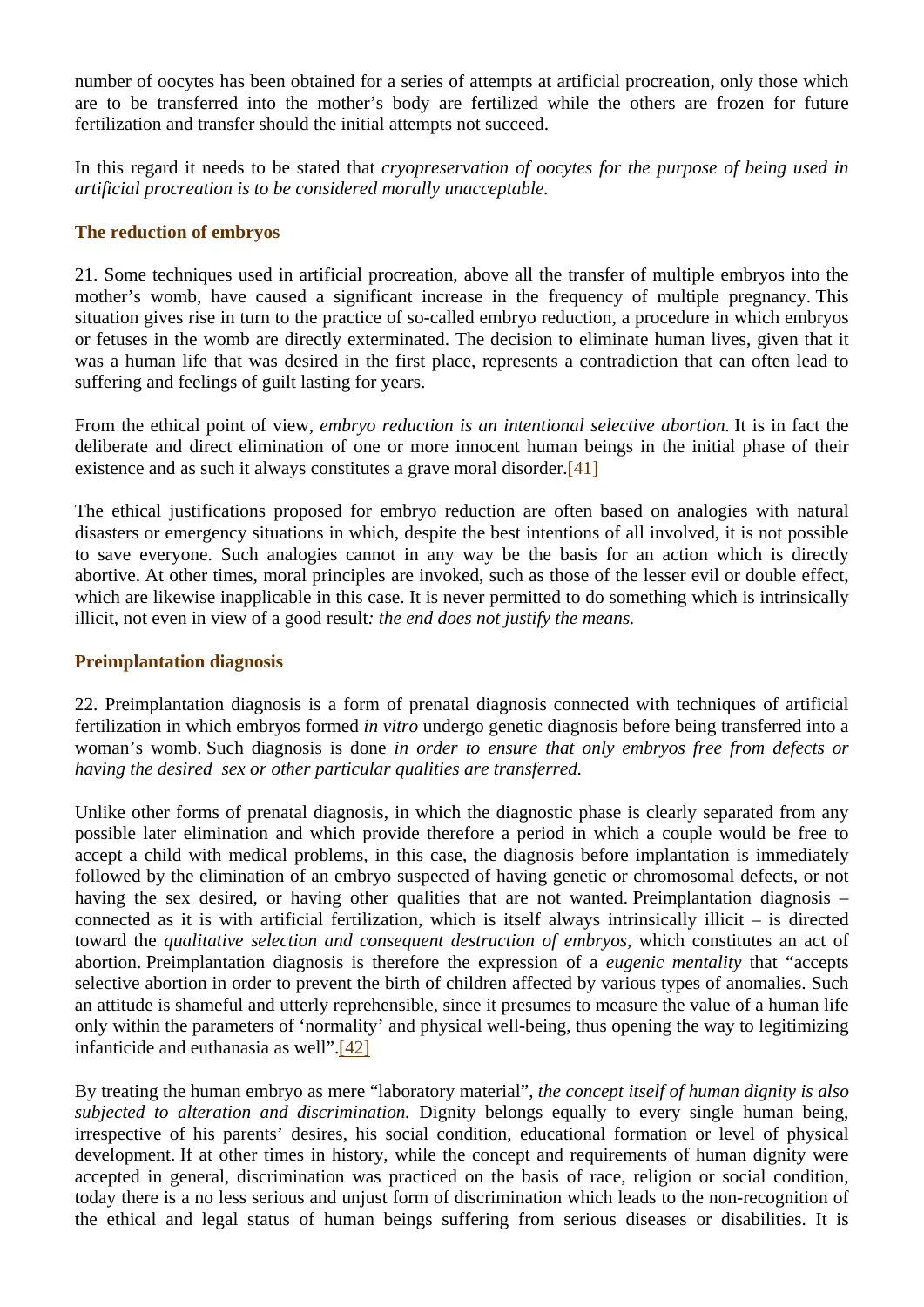number of oocytes has been obtained for a series of attempts at artificial procreation, only those which are to be transferred into the mother's body are fertilized while the others are frozen for future fertilization and transfer should the initial attempts not succeed.

In this regard it needs to be stated that *cryopreservation of oocytes for the purpose of being used in artificial procreation is to be considered morally unacceptable.*

### The reduction of embryos

21. Some techniques used in artificial procreation, above all the transfer of multiple embryos into the mother's womb, have caused a significant increase in the frequency of multiple pregnancy. This situation gives rise in turn to the practice of so-called embryo reduction, a procedure in which embryos or fetuses in the womb are directly exterminated. The decision to eliminate human lives, given that it was a human life that was desired in the first place, represents a contradiction that can often lead to suffering and feelings of guilt lasting for years.

From the ethical point of view, *embryo reduction is an intentional selective abortion.* It is in fact the deliberate and direct elimination of one or more innocent human beings in the initial phase of their existence and as such it always constitutes a grave moral disorder.[41]

The ethical justifications proposed for embryo reduction are often based on analogies with natural disasters or emergency situations in which, despite the best intentions of all involved, it is not possible to save everyone. Such analogies cannot in any way be the basis for an action which is directly abortive. At other times, moral principles are invoked, such as those of the lesser evil or double effect, which are likewise inapplicable in this case. It is never permitted to do something which is intrinsically illicit, not even in view of a good result*: the end does not justify the means.*

### Preimplantation diagnosis

22. Preimplantation diagnosis is a form of prenatal diagnosis connected with techniques of artificial fertilization in which embryos formed *in vitro* undergo genetic diagnosis before being transferred into a woman's womb. Such diagnosis is done *in order to ensure that only embryos free from defects or having the desired sex or other particular qualities are transferred.*

Unlike other forms of prenatal diagnosis, in which the diagnostic phase is clearly separated from any possible later elimination and which provide therefore a period in which a couple would be free to accept a child with medical problems, in this case, the diagnosis before implantation is immediately followed by the elimination of an embryo suspected of having genetic or chromosomal defects, or not having the sex desired, or having other qualities that are not wanted. Preimplantation diagnosis – connected as it is with artificial fertilization, which is itself always intrinsically illicit – is directed toward the *qualitative selection and consequent destruction of embryos,* which constitutes an act of abortion. Preimplantation diagnosis is therefore the expression of a *eugenic mentality* that "accepts selective abortion in order to prevent the birth of children affected by various types of anomalies. Such an attitude is shameful and utterly reprehensible, since it presumes to measure the value of a human life only within the parameters of 'normality' and physical well-being, thus opening the way to legitimizing infanticide and euthanasia as well".[42]

By treating the human embryo as mere "laboratory material", *the concept itself of human dignity is also subjected to alteration and discrimination.* Dignity belongs equally to every single human being, irrespective of his parents' desires, his social condition, educational formation or level of physical development. If at other times in history, while the concept and requirements of human dignity were accepted in general, discrimination was practiced on the basis of race, religion or social condition, today there is a no less serious and unjust form of discrimination which leads to the non-recognition of the ethical and legal status of human beings suffering from serious diseases or disabilities. It is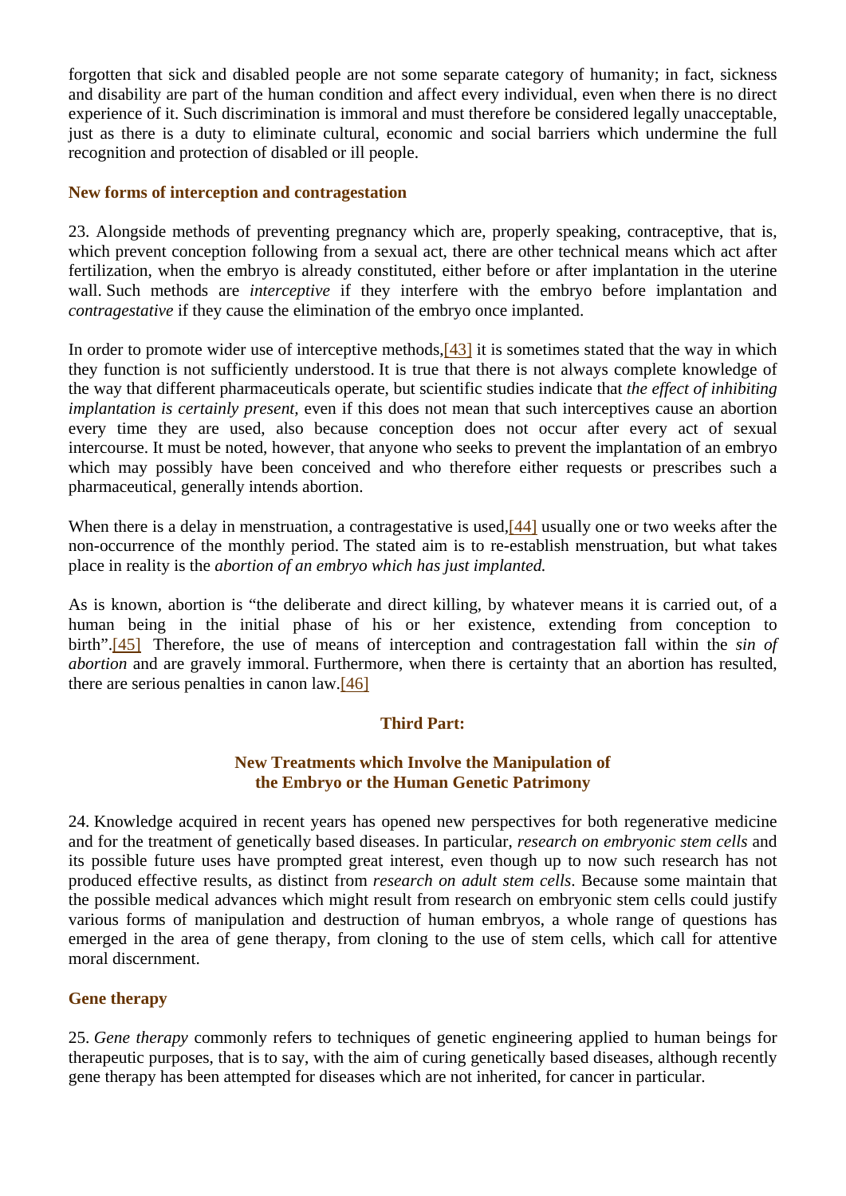forgotten that sick and disabled people are not some separate category of humanity; in fact, sickness and disability are part of the human condition and affect every individual, even when there is no direct experience of it. Such discrimination is immoral and must therefore be considered legally unacceptable, just as there is a duty to eliminate cultural, economic and social barriers which undermine the full recognition and protection of disabled or ill people.

### New forms of interception and contragestation

23. Alongside methods of preventing pregnancy which are, properly speaking, contraceptive, that is, which prevent conception following from a sexual act, there are other technical means which act after fertilization, when the embryo is already constituted, either before or after implantation in the uterine wall. Such methods are *interceptive* if they interfere with the embryo before implantation and *contragestative* if they cause the elimination of the embryo once implanted.

In order to promote wider use of interceptive methods,[43] it is sometimes stated that the way in which they function is not sufficiently understood. It is true that there is not always complete knowledge of the way that different pharmaceuticals operate, but scientific studies indicate that *the effect of inhibiting implantation is certainly present,* even if this does not mean that such interceptives cause an abortion every time they are used, also because conception does not occur after every act of sexual intercourse. It must be noted, however, that anyone who seeks to prevent the implantation of an embryo which may possibly have been conceived and who therefore either requests or prescribes such a pharmaceutical, generally intends abortion.

When there is a delay in menstruation, a contragestative is used,[44] usually one or two weeks after the non-occurrence of the monthly period. The stated aim is to re-establish menstruation, but what takes place in reality is the *abortion of an embryo which has just implanted.*

As is known, abortion is "the deliberate and direct killing, by whatever means it is carried out, of a human being in the initial phase of his or her existence, extending from conception to birth".[45] Therefore, the use of means of interception and contragestation fall within the *sin of abortion* and are gravely immoral. Furthermore, when there is certainty that an abortion has resulted, there are serious penalties in canon law.[46]

## Third Part:

## New Treatments which Involve the Manipulation of the Embryo or the Human Genetic Patrimony

24. Knowledge acquired in recent years has opened new perspectives for both regenerative medicine and for the treatment of genetically based diseases. In particular, *research on embryonic stem cells* and its possible future uses have prompted great interest, even though up to now such research has not produced effective results, as distinct from *research on adult stem cells*. Because some maintain that the possible medical advances which might result from research on embryonic stem cells could justify various forms of manipulation and destruction of human embryos, a whole range of questions has emerged in the area of gene therapy, from cloning to the use of stem cells, which call for attentive moral discernment.

### Gene therapy

25. *Gene therapy* commonly refers to techniques of genetic engineering applied to human beings for therapeutic purposes, that is to say, with the aim of curing genetically based diseases, although recently gene therapy has been attempted for diseases which are not inherited, for cancer in particular.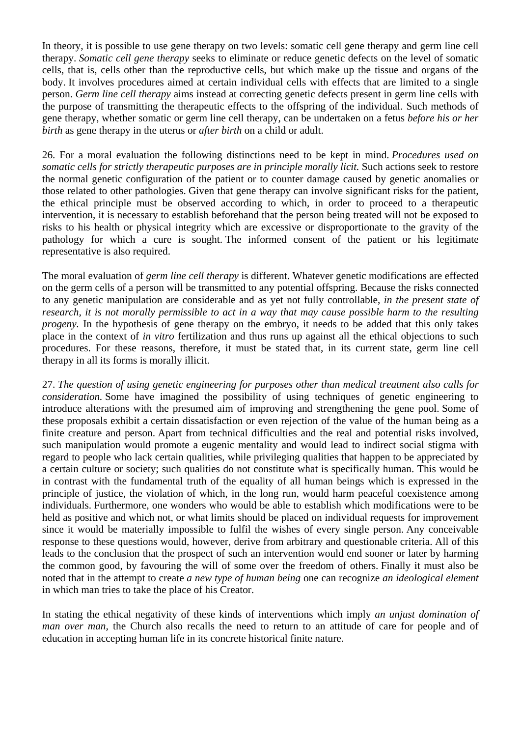In theory, it is possible to use gene therapy on two levels: somatic cell gene therapy and germ line cell therapy. *Somatic cell gene therapy* seeks to eliminate or reduce genetic defects on the level of somatic cells, that is, cells other than the reproductive cells, but which make up the tissue and organs of the body. It involves procedures aimed at certain individual cells with effects that are limited to a single person. *Germ line cell therapy* aims instead at correcting genetic defects present in germ line cells with the purpose of transmitting the therapeutic effects to the offspring of the individual. Such methods of gene therapy, whether somatic or germ line cell therapy, can be undertaken on a fetus *before his or her birth* as gene therapy in the uterus or *after birth* on a child or adult.

26. For a moral evaluation the following distinctions need to be kept in mind. *Procedures used on somatic cells for strictly therapeutic purposes are in principle morally licit.* Such actions seek to restore the normal genetic configuration of the patient or to counter damage caused by genetic anomalies or those related to other pathologies. Given that gene therapy can involve significant risks for the patient, the ethical principle must be observed according to which, in order to proceed to a therapeutic intervention, it is necessary to establish beforehand that the person being treated will not be exposed to risks to his health or physical integrity which are excessive or disproportionate to the gravity of the pathology for which a cure is sought. The informed consent of the patient or his legitimate representative is also required.

The moral evaluation of *germ line cell therapy* is different. Whatever genetic modifications are effected on the germ cells of a person will be transmitted to any potential offspring. Because the risks connected to any genetic manipulation are considerable and as yet not fully controllable, *in the present state of research, it is not morally permissible to act in a way that may cause possible harm to the resulting progeny.* In the hypothesis of gene therapy on the embryo, it needs to be added that this only takes place in the context of *in vitro* fertilization and thus runs up against all the ethical objections to such procedures. For these reasons, therefore, it must be stated that, in its current state, germ line cell therapy in all its forms is morally illicit.

27. *The question of using genetic engineering for purposes other than medical treatment also calls for consideration.* Some have imagined the possibility of using techniques of genetic engineering to introduce alterations with the presumed aim of improving and strengthening the gene pool. Some of these proposals exhibit a certain dissatisfaction or even rejection of the value of the human being as a finite creature and person. Apart from technical difficulties and the real and potential risks involved, such manipulation would promote a eugenic mentality and would lead to indirect social stigma with regard to people who lack certain qualities, while privileging qualities that happen to be appreciated by a certain culture or society; such qualities do not constitute what is specifically human. This would be in contrast with the fundamental truth of the equality of all human beings which is expressed in the principle of justice, the violation of which, in the long run, would harm peaceful coexistence among individuals. Furthermore, one wonders who would be able to establish which modifications were to be held as positive and which not, or what limits should be placed on individual requests for improvement since it would be materially impossible to fulfil the wishes of every single person. Any conceivable response to these questions would, however, derive from arbitrary and questionable criteria. All of this leads to the conclusion that the prospect of such an intervention would end sooner or later by harming the common good, by favouring the will of some over the freedom of others. Finally it must also be noted that in the attempt to create *a new type of human being* one can recognize *an ideological element* in which man tries to take the place of his Creator.

In stating the ethical negativity of these kinds of interventions which imply *an unjust domination of man over man,* the Church also recalls the need to return to an attitude of care for people and of education in accepting human life in its concrete historical finite nature.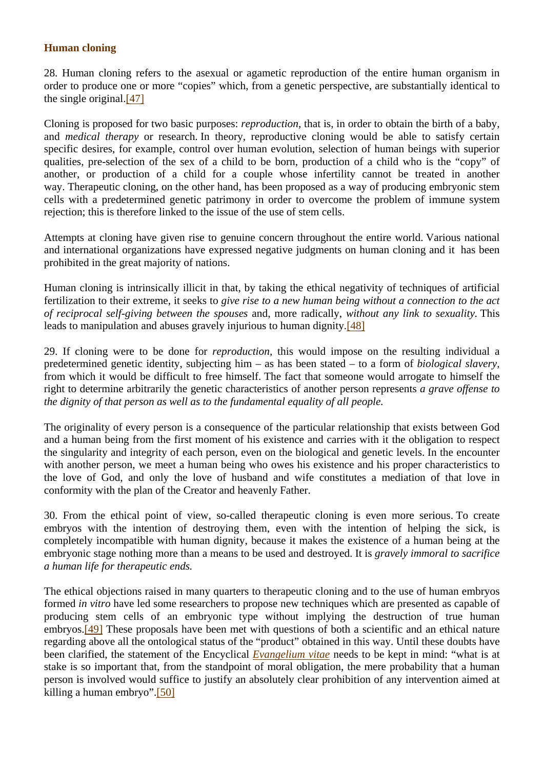### Human cloning

28. Human cloning refers to the asexual or agametic reproduction of the entire human organism in order to produce one or more “copies” which, from a genetic perspective, are substantially identical to the single original.[47]

Cloning is proposed for two basic purposes: *reproduction*, that is, in order to obtain the birth of a baby, and *medical therapy* or research. In theory, reproductive cloning would be able to satisfy certain specific desires, for example, control over human evolution, selection of human beings with superior qualities, pre-selection of the sex of a child to be born, production of a child who is the “copy” of another, or production of a child for a couple whose infertility cannot be treated in another way. Therapeutic cloning, on the other hand, has been proposed as a way of producing embryonic stem cells with a predetermined genetic patrimony in order to overcome the problem of immune system rejection; this is therefore linked to the issue of the use of stem cells.

Attempts at cloning have given rise to genuine concern throughout the entire world. Various national and international organizations have expressed negative judgments on human cloning and it has been prohibited in the great majority of nations.

Human cloning is intrinsically illicit in that, by taking the ethical negativity of techniques of artificial fertilization to their extreme, it seeks to *give rise to a new human being without a connection to the act of reciprocal self-giving between the spouses* and, more radically, *without any link to sexuality*. This leads to manipulation and abuses gravely injurious to human dignity.[48]

29. If cloning were to be done for *reproduction*, this would impose on the resulting individual a predetermined genetic identity, subjecting him – as has been stated – to a form of *biological slavery*, from which it would be difficult to free himself. The fact that someone would arrogate to himself the right to determine arbitrarily the genetic characteristics of another person represents *a grave offense to the dignity of that person as well as to the fundamental equality of all people.*

The originality of every person is a consequence of the particular relationship that exists between God and a human being from the first moment of his existence and carries with it the obligation to respect the singularity and integrity of each person, even on the biological and genetic levels. In the encounter with another person, we meet a human being who owes his existence and his proper characteristics to the love of God, and only the love of husband and wife constitutes a mediation of that love in conformity with the plan of the Creator and heavenly Father.

30. From the ethical point of view, so-called therapeutic cloning is even more serious. To create embryos with the intention of destroying them, even with the intention of helping the sick, is completely incompatible with human dignity, because it makes the existence of a human being at the embryonic stage nothing more than a means to be used and destroyed. It is *gravely immoral to sacrifice a human life for therapeutic ends.*

The ethical objections raised in many quarters to therapeutic cloning and to the use of human embryos formed *in vitro* have led some researchers to propose new techniques which are presented as capable of producing stem cells of an embryonic type without implying the destruction of true human embryos.[49] These proposals have been met with questions of both a scientific and an ethical nature regarding above all the ontological status of the “product” obtained in this way. Until these doubts have been clarified, the statement of the Encyclical *Evangelium vitae* needs to be kept in mind: “what is at stake is so important that, from the standpoint of moral obligation, the mere probability that a human person is involved would suffice to justify an absolutely clear prohibition of any intervention aimed at killing a human embryo”.[50]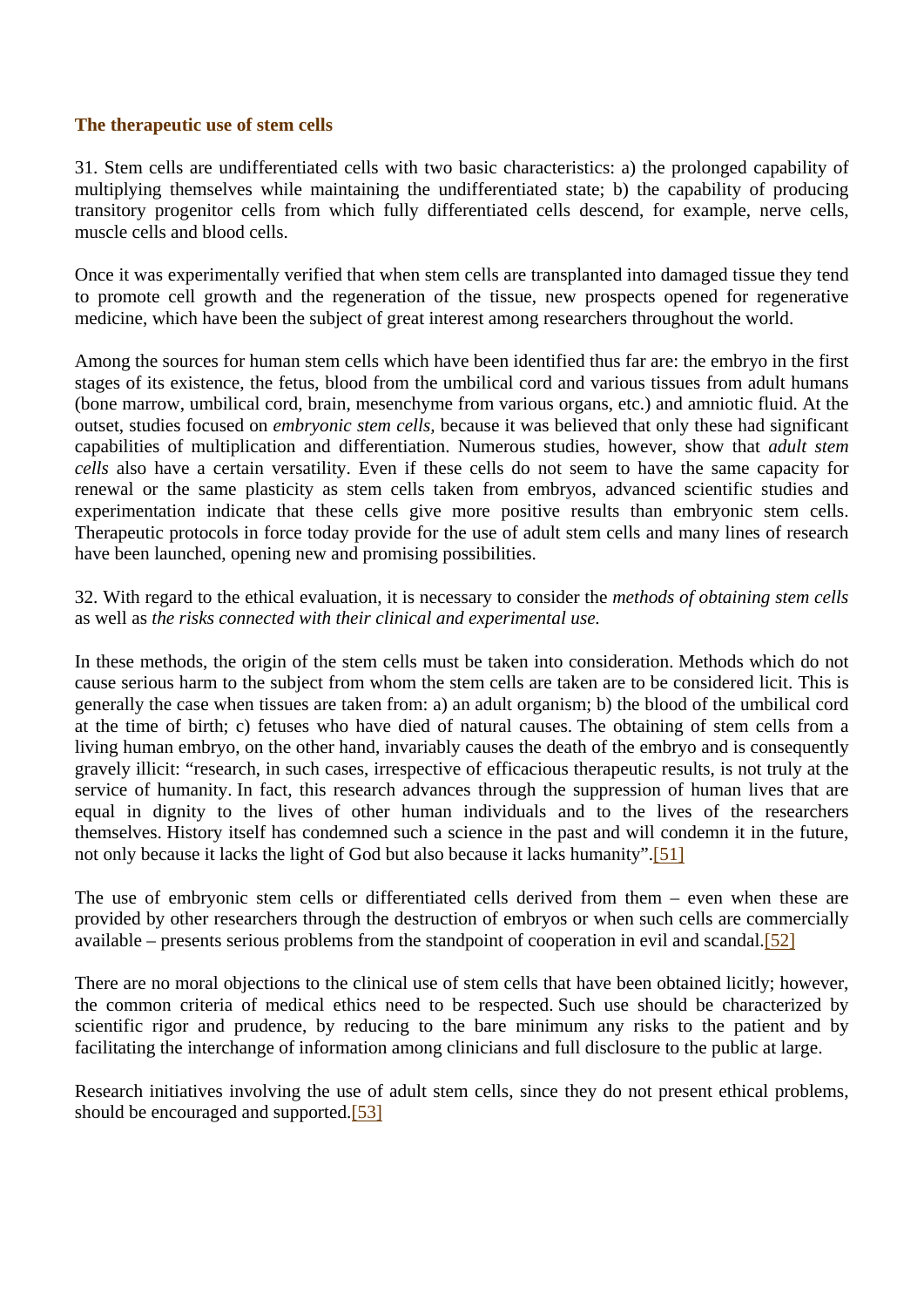**The therapeutic use of stem cells**

31. Stem cells are undifferentiated cells with two basic characteristics: a) the prolonged capability of multiplying themselves while maintaining the undifferentiated state; b) the capability of producing transitory progenitor cells from which fully differentiated cells descend, for example, nerve cells, muscle cells and blood cells.

Once it was experimentally verified that when stem cells are transplanted into damaged tissue they tend to promote cell growth and the regeneration of the tissue, new prospects opened for regenerative medicine, which have been the subject of great interest among researchers throughout the world.

Among the sources for human stem cells which have been identified thus far are: the embryo in the first stages of its existence, the fetus, blood from the umbilical cord and various tissues from adult humans (bone marrow, umbilical cord, brain, mesenchyme from various organs, etc.) and amniotic fluid. At the outset, studies focused on *embryonic stem cells,* because it was believed that only these had significant capabilities of multiplication and differentiation. Numerous studies, however, show that *adult stem cells* also have a certain versatility. Even if these cells do not seem to have the same capacity for renewal or the same plasticity as stem cells taken from embryos, advanced scientific studies and experimentation indicate that these cells give more positive results than embryonic stem cells. Therapeutic protocols in force today provide for the use of adult stem cells and many lines of research have been launched, opening new and promising possibilities.

32. With regard to the ethical evaluation, it is necessary to consider the *methods of obtaining stem cells* as well as *the risks connected with their clinical and experimental use.*

In these methods, the origin of the stem cells must be taken into consideration. Methods which do not cause serious harm to the subject from whom the stem cells are taken are to be considered licit. This is generally the case when tissues are taken from: a) an adult organism; b) the blood of the umbilical cord at the time of birth; c) fetuses who have died of natural causes. The obtaining of stem cells from a living human embryo, on the other hand, invariably causes the death of the embryo and is consequently gravely illicit: "research, in such cases, irrespective of efficacious therapeutic results, is not truly at the service of humanity. In fact, this research advances through the suppression of human lives that are equal in dignity to the lives of other human individuals and to the lives of the researchers themselves. History itself has condemned such a science in the past and will condemn it in the future, not only because it lacks the light of God but also because it lacks humanity".[51]

The use of embryonic stem cells or differentiated cells derived from them – even when these are provided by other researchers through the destruction of embryos or when such cells are commercially available – presents serious problems from the standpoint of cooperation in evil and scandal.[52]

There are no moral objections to the clinical use of stem cells that have been obtained licitly; however, the common criteria of medical ethics need to be respected. Such use should be characterized by scientific rigor and prudence, by reducing to the bare minimum any risks to the patient and by facilitating the interchange of information among clinicians and full disclosure to the public at large.

Research initiatives involving the use of adult stem cells, since they do not present ethical problems, should be encouraged and supported.[53]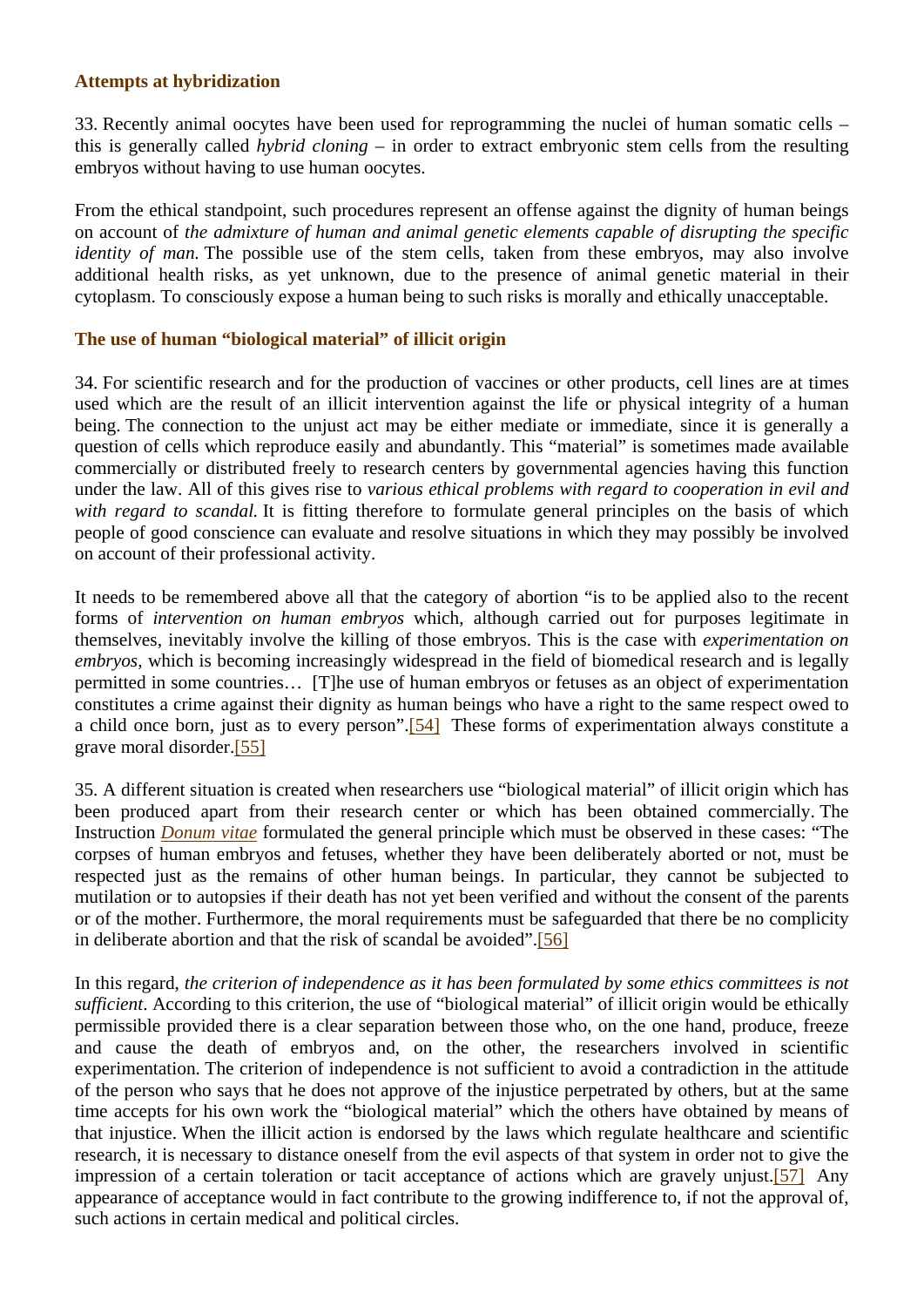### Attempts at hybridization

33. Recently animal oocytes have been used for reprogramming the nuclei of human somatic cells – this is generally called *hybrid cloning* – in order to extract embryonic stem cells from the resulting embryos without having to use human oocytes.

From the ethical standpoint, such procedures represent an offense against the dignity of human beings on account of *the admixture of human and animal genetic elements capable of disrupting the specific identity of man.* The possible use of the stem cells, taken from these embryos, may also involve additional health risks, as yet unknown, due to the presence of animal genetic material in their cytoplasm. To consciously expose a human being to such risks is morally and ethically unacceptable.

### The use of human "biological material" of illicit origin

34. For scientific research and for the production of vaccines or other products, cell lines are at times used which are the result of an illicit intervention against the life or physical integrity of a human being. The connection to the unjust act may be either mediate or immediate, since it is generally a question of cells which reproduce easily and abundantly. This "material" is sometimes made available commercially or distributed freely to research centers by governmental agencies having this function under the law. All of this gives rise to *various ethical problems with regard to cooperation in evil and with regard to scandal.* It is fitting therefore to formulate general principles on the basis of which people of good conscience can evaluate and resolve situations in which they may possibly be involved on account of their professional activity.

It needs to be remembered above all that the category of abortion "is to be applied also to the recent forms of *intervention on human embryos* which, although carried out for purposes legitimate in themselves, inevitably involve the killing of those embryos. This is the case with *experimentation on embryos,* which is becoming increasingly widespread in the field of biomedical research and is legally permitted in some countries… [T]he use of human embryos or fetuses as an object of experimentation constitutes a crime against their dignity as human beings who have a right to the same respect owed to a child once born, just as to every person".[54] These forms of experimentation always constitute a grave moral disorder.[55]

35. A different situation is created when researchers use "biological material" of illicit origin which has been produced apart from their research center or which has been obtained commercially. The Instruction *Donum vitae* formulated the general principle which must be observed in these cases: "The corpses of human embryos and fetuses, whether they have been deliberately aborted or not, must be respected just as the remains of other human beings. In particular, they cannot be subjected to mutilation or to autopsies if their death has not yet been verified and without the consent of the parents or of the mother. Furthermore, the moral requirements must be safeguarded that there be no complicity in deliberate abortion and that the risk of scandal be avoided".[56]

In this regard, *the criterion of independence as it has been formulated by some ethics committees is not sufficient*. According to this criterion, the use of "biological material" of illicit origin would be ethically permissible provided there is a clear separation between those who, on the one hand, produce, freeze and cause the death of embryos and, on the other, the researchers involved in scientific experimentation. The criterion of independence is not sufficient to avoid a contradiction in the attitude of the person who says that he does not approve of the injustice perpetrated by others, but at the same time accepts for his own work the "biological material" which the others have obtained by means of that injustice. When the illicit action is endorsed by the laws which regulate healthcare and scientific research, it is necessary to distance oneself from the evil aspects of that system in order not to give the impression of a certain toleration or tacit acceptance of actions which are gravely unjust.[57] Any appearance of acceptance would in fact contribute to the growing indifference to, if not the approval of, such actions in certain medical and political circles.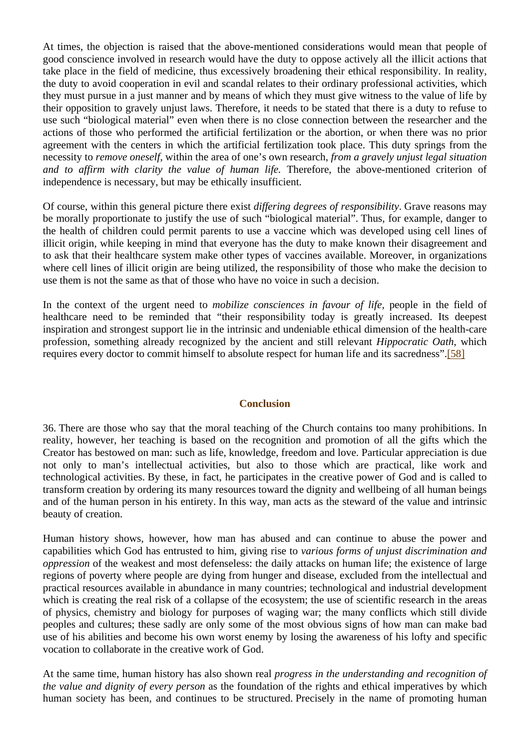At times, the objection is raised that the above-mentioned considerations would mean that people of good conscience involved in research would have the duty to oppose actively all the illicit actions that take place in the field of medicine, thus excessively broadening their ethical responsibility. In reality, the duty to avoid cooperation in evil and scandal relates to their ordinary professional activities, which they must pursue in a just manner and by means of which they must give witness to the value of life by their opposition to gravely unjust laws. Therefore, it needs to be stated that there is a duty to refuse to use such "biological material" even when there is no close connection between the researcher and the actions of those who performed the artificial fertilization or the abortion, or when there was no prior agreement with the centers in which the artificial fertilization took place. This duty springs from the necessity to *remove oneself*, within the area of one's own research, *from a gravely unjust legal situation and to affirm with clarity the value of human life.* Therefore, the above-mentioned criterion of independence is necessary, but may be ethically insufficient.

Of course, within this general picture there exist *differing degrees of responsibility*. Grave reasons may be morally proportionate to justify the use of such "biological material". Thus, for example, danger to the health of children could permit parents to use a vaccine which was developed using cell lines of illicit origin, while keeping in mind that everyone has the duty to make known their disagreement and to ask that their healthcare system make other types of vaccines available. Moreover, in organizations where cell lines of illicit origin are being utilized, the responsibility of those who make the decision to use them is not the same as that of those who have no voice in such a decision.

In the context of the urgent need to *mobilize consciences in favour of life*, people in the field of healthcare need to be reminded that "their responsibility today is greatly increased. Its deepest inspiration and strongest support lie in the intrinsic and undeniable ethical dimension of the health-care profession, something already recognized by the ancient and still relevant *Hippocratic Oath*, which requires every doctor to commit himself to absolute respect for human life and its sacredness".[58]

## Conclusion

36. There are those who say that the moral teaching of the Church contains too many prohibitions. In reality, however, her teaching is based on the recognition and promotion of all the gifts which the Creator has bestowed on man: such as life, knowledge, freedom and love. Particular appreciation is due not only to man's intellectual activities, but also to those which are practical, like work and technological activities. By these, in fact, he participates in the creative power of God and is called to transform creation by ordering its many resources toward the dignity and wellbeing of all human beings and of the human person in his entirety. In this way, man acts as the steward of the value and intrinsic beauty of creation.

Human history shows, however, how man has abused and can continue to abuse the power and capabilities which God has entrusted to him, giving rise to *various forms of unjust discrimination and oppression* of the weakest and most defenseless: the daily attacks on human life; the existence of large regions of poverty where people are dying from hunger and disease, excluded from the intellectual and practical resources available in abundance in many countries; technological and industrial development which is creating the real risk of a collapse of the ecosystem; the use of scientific research in the areas of physics, chemistry and biology for purposes of waging war; the many conflicts which still divide peoples and cultures; these sadly are only some of the most obvious signs of how man can make bad use of his abilities and become his own worst enemy by losing the awareness of his lofty and specific vocation to collaborate in the creative work of God.

At the same time, human history has also shown real *progress in the understanding and recognition of the value and dignity of every person* as the foundation of the rights and ethical imperatives by which human society has been, and continues to be structured. Precisely in the name of promoting human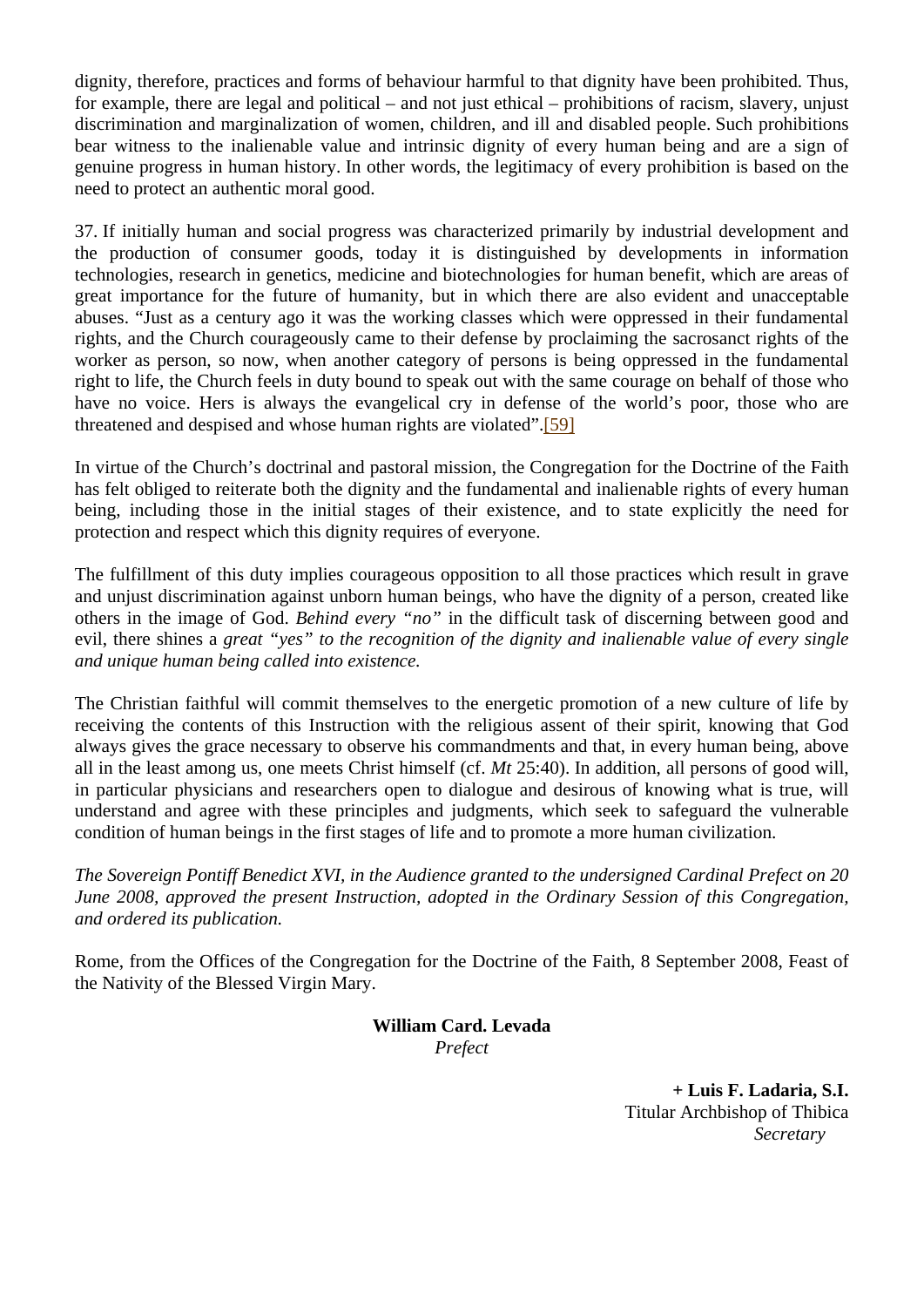dignity, therefore, practices and forms of behaviour harmful to that dignity have been prohibited. Thus, for example, there are legal and political – and not just ethical – prohibitions of racism, slavery, unjust discrimination and marginalization of women, children, and ill and disabled people. Such prohibitions bear witness to the inalienable value and intrinsic dignity of every human being and are a sign of genuine progress in human history. In other words, the legitimacy of every prohibition is based on the need to protect an authentic moral good.

37. If initially human and social progress was characterized primarily by industrial development and the production of consumer goods, today it is distinguished by developments in information technologies, research in genetics, medicine and biotechnologies for human benefit, which are areas of great importance for the future of humanity, but in which there are also evident and unacceptable abuses. "Just as a century ago it was the working classes which were oppressed in their fundamental rights, and the Church courageously came to their defense by proclaiming the sacrosanct rights of the worker as person, so now, when another category of persons is being oppressed in the fundamental right to life, the Church feels in duty bound to speak out with the same courage on behalf of those who have no voice. Hers is always the evangelical cry in defense of the world's poor, those who are threatened and despised and whose human rights are violated".[59]

In virtue of the Church's doctrinal and pastoral mission, the Congregation for the Doctrine of the Faith has felt obliged to reiterate both the dignity and the fundamental and inalienable rights of every human being, including those in the initial stages of their existence, and to state explicitly the need for protection and respect which this dignity requires of everyone.

The fulfillment of this duty implies courageous opposition to all those practices which result in grave and unjust discrimination against unborn human beings, who have the dignity of a person, created like others in the image of God. *Behind every "no"* in the difficult task of discerning between good and evil, there shines a *great "yes" to the recognition of the dignity and inalienable value of every single and unique human being called into existence.*

The Christian faithful will commit themselves to the energetic promotion of a new culture of life by receiving the contents of this Instruction with the religious assent of their spirit, knowing that God always gives the grace necessary to observe his commandments and that, in every human being, above all in the least among us, one meets Christ himself (cf. *Mt* 25:40). In addition, all persons of good will, in particular physicians and researchers open to dialogue and desirous of knowing what is true, will understand and agree with these principles and judgments, which seek to safeguard the vulnerable condition of human beings in the first stages of life and to promote a more human civilization.

*The Sovereign Pontiff Benedict XVI, in the Audience granted to the undersigned Cardinal Prefect on 20 June 2008, approved the present Instruction, adopted in the Ordinary Session of this Congregation, and ordered its publication.*

Rome, from the Offices of the Congregation for the Doctrine of the Faith, 8 September 2008, Feast of the Nativity of the Blessed Virgin Mary.

**William Card. Levada**
*Prefect*

**+ Luis F. Ladaria, S.I.**
Titular Archbishop of Thibica
*Secretary*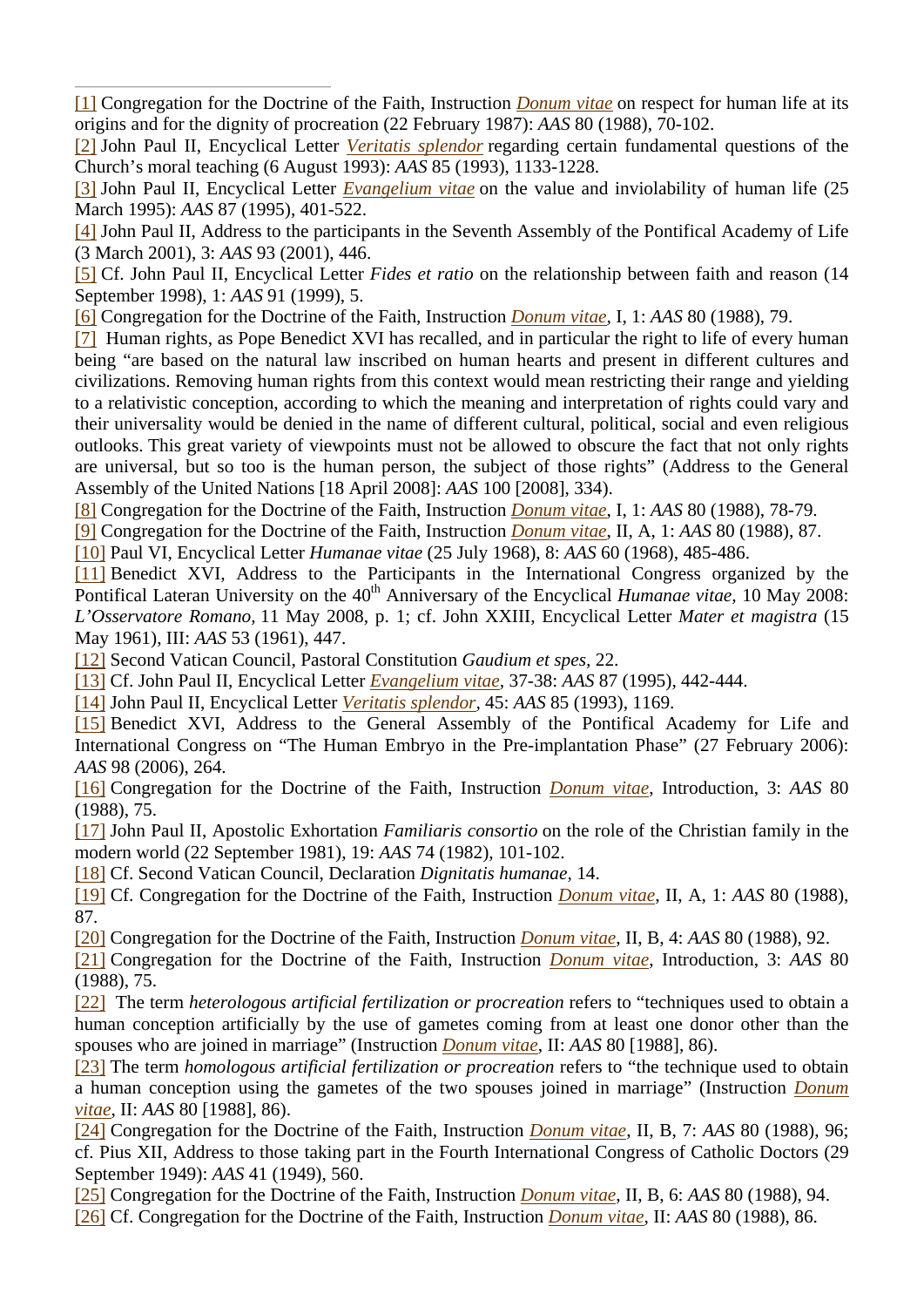[1] Congregation for the Doctrine of the Faith, Instruction *Donum vitae* on respect for human life at its origins and for the dignity of procreation (22 February 1987): *AAS* 80 (1988), 70-102.

[2] John Paul II, Encyclical Letter *Veritatis splendor* regarding certain fundamental questions of the Church's moral teaching (6 August 1993): *AAS* 85 (1993), 1133-1228.

[3] John Paul II, Encyclical Letter *Evangelium vitae* on the value and inviolability of human life (25 March 1995): *AAS* 87 (1995), 401-522.

[4] John Paul II, Address to the participants in the Seventh Assembly of the Pontifical Academy of Life (3 March 2001), 3: *AAS* 93 (2001), 446.

[5] Cf. John Paul II, Encyclical Letter *Fides et ratio* on the relationship between faith and reason (14 September 1998), 1: *AAS* 91 (1999), 5.

[6] Congregation for the Doctrine of the Faith, Instruction *Donum vitae*, I, 1: *AAS* 80 (1988), 79.

[7] Human rights, as Pope Benedict XVI has recalled, and in particular the right to life of every human being "are based on the natural law inscribed on human hearts and present in different cultures and civilizations. Removing human rights from this context would mean restricting their range and yielding to a relativistic conception, according to which the meaning and interpretation of rights could vary and their universality would be denied in the name of different cultural, political, social and even religious outlooks. This great variety of viewpoints must not be allowed to obscure the fact that not only rights are universal, but so too is the human person, the subject of those rights" (Address to the General Assembly of the United Nations [18 April 2008]: *AAS* 100 [2008], 334).

[8] Congregation for the Doctrine of the Faith, Instruction *Donum vitae*, I, 1: *AAS* 80 (1988), 78-79.

[9] Congregation for the Doctrine of the Faith, Instruction *Donum vitae*, II, A, 1: *AAS* 80 (1988), 87.

[10] Paul VI, Encyclical Letter *Humanae vitae* (25 July 1968), 8: *AAS* 60 (1968), 485-486.

[11] Benedict XVI, Address to the Participants in the International Congress organized by the Pontifical Lateran University on the 40th Anniversary of the Encyclical *Humanae vitae*, 10 May 2008: *L'Osservatore Romano*, 11 May 2008, p. 1; cf. John XXIII, Encyclical Letter *Mater et magistra* (15 May 1961), III: *AAS* 53 (1961), 447.

[12] Second Vatican Council, Pastoral Constitution *Gaudium et spes*, 22.

[13] Cf. John Paul II, Encyclical Letter *Evangelium vitae*, 37-38: *AAS* 87 (1995), 442-444.

[14] John Paul II, Encyclical Letter *Veritatis splendor*, 45: *AAS* 85 (1993), 1169.

[15] Benedict XVI, Address to the General Assembly of the Pontifical Academy for Life and International Congress on "The Human Embryo in the Pre-implantation Phase" (27 February 2006): *AAS* 98 (2006), 264.

[16] Congregation for the Doctrine of the Faith, Instruction *Donum vitae*, Introduction, 3: *AAS* 80 (1988), 75.

[17] John Paul II, Apostolic Exhortation *Familiaris consortio* on the role of the Christian family in the modern world (22 September 1981), 19: *AAS* 74 (1982), 101-102.

[18] Cf. Second Vatican Council, Declaration *Dignitatis humanae*, 14.

[19] Cf. Congregation for the Doctrine of the Faith, Instruction *Donum vitae*, II, A, 1: *AAS* 80 (1988), 87.

[20] Congregation for the Doctrine of the Faith, Instruction *Donum vitae*, II, B, 4: *AAS* 80 (1988), 92.

[21] Congregation for the Doctrine of the Faith, Instruction *Donum vitae*, Introduction, 3: *AAS* 80 (1988), 75.

[22] The term *heterologous artificial fertilization or procreation* refers to "techniques used to obtain a human conception artificially by the use of gametes coming from at least one donor other than the spouses who are joined in marriage" (Instruction *Donum vitae*, II: *AAS* 80 [1988], 86).

[23] The term *homologous artificial fertilization or procreation* refers to "the technique used to obtain a human conception using the gametes of the two spouses joined in marriage" (Instruction *Donum vitae*, II: *AAS* 80 [1988], 86).

[24] Congregation for the Doctrine of the Faith, Instruction *Donum vitae*, II, B, 7: *AAS* 80 (1988), 96; cf. Pius XII, Address to those taking part in the Fourth International Congress of Catholic Doctors (29 September 1949): *AAS* 41 (1949), 560.

[25] Congregation for the Doctrine of the Faith, Instruction *Donum vitae*, II, B, 6: *AAS* 80 (1988), 94.

[26] Cf. Congregation for the Doctrine of the Faith, Instruction *Donum vitae*, II: *AAS* 80 (1988), 86.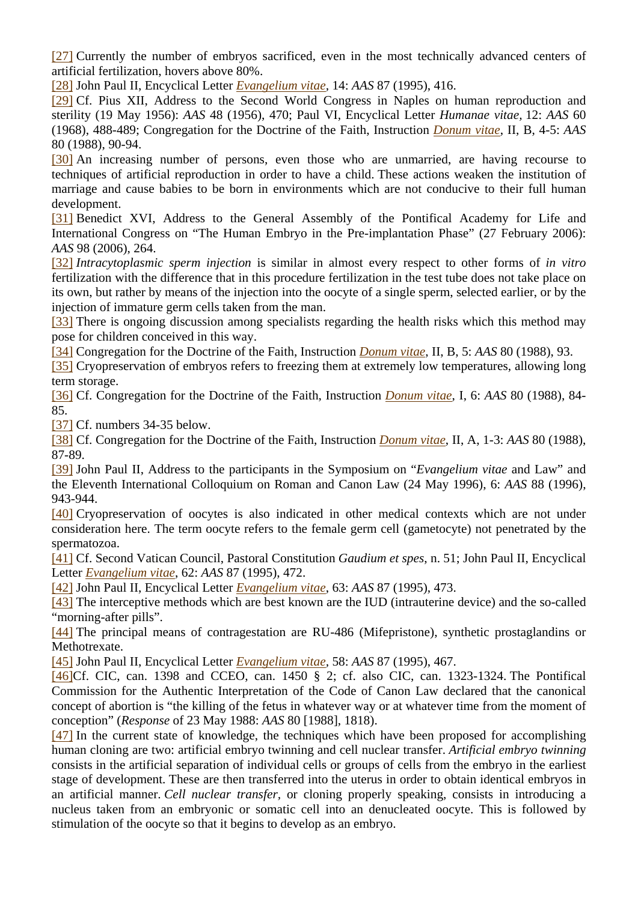[27] Currently the number of embryos sacrificed, even in the most technically advanced centers of artificial fertilization, hovers above 80%.

[28] John Paul II, Encyclical Letter *Evangelium vitae*, 14: *AAS* 87 (1995), 416.

[29] Cf. Pius XII, Address to the Second World Congress in Naples on human reproduction and sterility (19 May 1956): *AAS* 48 (1956), 470; Paul VI, Encyclical Letter *Humanae vitae*, 12: *AAS* 60 (1968), 488-489; Congregation for the Doctrine of the Faith, Instruction *Donum vitae*, II, B, 4-5: *AAS* 80 (1988), 90-94.

[30] An increasing number of persons, even those who are unmarried, are having recourse to techniques of artificial reproduction in order to have a child. These actions weaken the institution of marriage and cause babies to be born in environments which are not conducive to their full human development.

[31] Benedict XVI, Address to the General Assembly of the Pontifical Academy for Life and International Congress on "The Human Embryo in the Pre-implantation Phase" (27 February 2006): *AAS* 98 (2006), 264.

[32] *Intracytoplasmic sperm injection* is similar in almost every respect to other forms of *in vitro* fertilization with the difference that in this procedure fertilization in the test tube does not take place on its own, but rather by means of the injection into the oocyte of a single sperm, selected earlier, or by the injection of immature germ cells taken from the man.

[33] There is ongoing discussion among specialists regarding the health risks which this method may pose for children conceived in this way.

[34] Congregation for the Doctrine of the Faith, Instruction *Donum vitae*, II, B, 5: *AAS* 80 (1988), 93.

[35] Cryopreservation of embryos refers to freezing them at extremely low temperatures, allowing long term storage.

[36] Cf. Congregation for the Doctrine of the Faith, Instruction *Donum vitae*, I, 6: *AAS* 80 (1988), 84-85.

[37] Cf. numbers 34-35 below.

[38] Cf. Congregation for the Doctrine of the Faith, Instruction *Donum vitae*, II, A, 1-3: *AAS* 80 (1988), 87-89.

[39] John Paul II, Address to the participants in the Symposium on "*Evangelium vitae* and Law" and the Eleventh International Colloquium on Roman and Canon Law (24 May 1996), 6: *AAS* 88 (1996), 943-944.

[40] Cryopreservation of oocytes is also indicated in other medical contexts which are not under consideration here. The term oocyte refers to the female germ cell (gametocyte) not penetrated by the spermatozoa.

[41] Cf. Second Vatican Council, Pastoral Constitution *Gaudium et spes*, n. 51; John Paul II, Encyclical Letter *Evangelium vitae*, 62: *AAS* 87 (1995), 472.

[42] John Paul II, Encyclical Letter *Evangelium vitae*, 63: *AAS* 87 (1995), 473.

[43] The interceptive methods which are best known are the IUD (intrauterine device) and the so-called "morning-after pills".

[44] The principal means of contragestation are RU-486 (Mifepristone), synthetic prostaglandins or Methotrexate.

[45] John Paul II, Encyclical Letter *Evangelium vitae*, 58: *AAS* 87 (1995), 467.

[46]Cf. CIC, can. 1398 and CCEO, can. 1450 § 2; cf. also CIC, can. 1323-1324. The Pontifical Commission for the Authentic Interpretation of the Code of Canon Law declared that the canonical concept of abortion is "the killing of the fetus in whatever way or at whatever time from the moment of conception" (*Response* of 23 May 1988: *AAS* 80 [1988], 1818).

[47] In the current state of knowledge, the techniques which have been proposed for accomplishing human cloning are two: artificial embryo twinning and cell nuclear transfer. *Artificial embryo twinning* consists in the artificial separation of individual cells or groups of cells from the embryo in the earliest stage of development. These are then transferred into the uterus in order to obtain identical embryos in an artificial manner. *Cell nuclear transfer*, or cloning properly speaking, consists in introducing a nucleus taken from an embryonic or somatic cell into an denucleated oocyte. This is followed by stimulation of the oocyte so that it begins to develop as an embryo.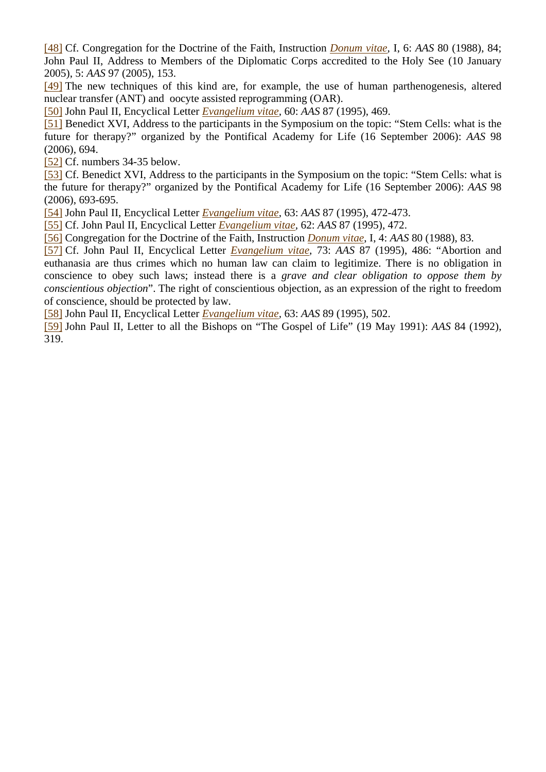[48] Cf. Congregation for the Doctrine of the Faith, Instruction *Donum vitae*, I, 6: *AAS* 80 (1988), 84; John Paul II, Address to Members of the Diplomatic Corps accredited to the Holy See (10 January 2005), 5: *AAS* 97 (2005), 153.

[49] The new techniques of this kind are, for example, the use of human parthenogenesis, altered nuclear transfer (ANT) and oocyte assisted reprogramming (OAR).

[50] John Paul II, Encyclical Letter *Evangelium vitae*, 60: *AAS* 87 (1995), 469.

[51] Benedict XVI, Address to the participants in the Symposium on the topic: "Stem Cells: what is the future for therapy?" organized by the Pontifical Academy for Life (16 September 2006): *AAS* 98 (2006), 694.

[52] Cf. numbers 34-35 below.

[53] Cf. Benedict XVI, Address to the participants in the Symposium on the topic: "Stem Cells: what is the future for therapy?" organized by the Pontifical Academy for Life (16 September 2006): *AAS* 98 (2006), 693-695.

[54] John Paul II, Encyclical Letter *Evangelium vitae*, 63: *AAS* 87 (1995), 472-473.

[55] Cf. John Paul II, Encyclical Letter *Evangelium vitae*, 62: *AAS* 87 (1995), 472.

[56] Congregation for the Doctrine of the Faith, Instruction *Donum vitae*, I, 4: *AAS* 80 (1988), 83.

[57] Cf. John Paul II, Encyclical Letter *Evangelium vitae*, 73: *AAS* 87 (1995), 486: "Abortion and euthanasia are thus crimes which no human law can claim to legitimize. There is no obligation in conscience to obey such laws; instead there is a *grave and clear obligation to oppose them by conscientious objection*". The right of conscientious objection, as an expression of the right to freedom of conscience, should be protected by law.

[58] John Paul II, Encyclical Letter *Evangelium vitae*, 63: *AAS* 89 (1995), 502.

[59] John Paul II, Letter to all the Bishops on "The Gospel of Life" (19 May 1991): *AAS* 84 (1992), 319.